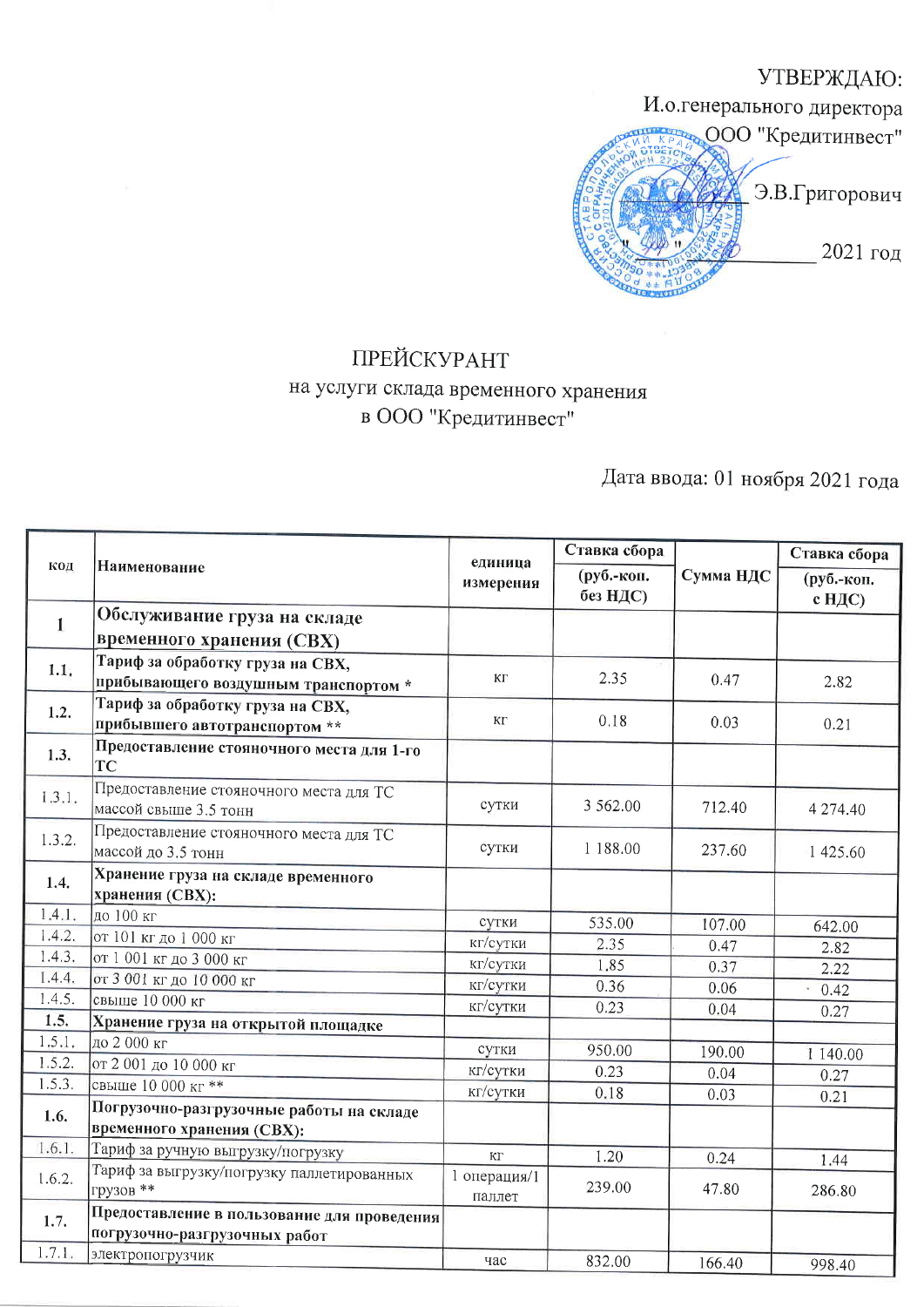УТВЕРЖДАЮ:
И.о.генерального директора
ООО "Кредитинвест"

Э.В.Григорович

"___" __________ 2021 год

# ПРЕЙСКУРАНТ
## на услуги склада временного хранения в ООО "Кредитинвест"

Дата ввода: 01 ноября 2021 года

| код | Наименование | единица измерения | Ставка сбора (руб.-коп. без НДС) | Сумма НДС | Ставка сбора (руб.-коп. с НДС) |
|---|---|---|---|---|---|
| **1** | **Обслуживание груза на складе временного хранения (СВХ)** | | | | |
| **1.1.** | **Тариф за обработку груза на СВХ, прибывающего воздушным транспортом *** | кг | 2.35 | 0.47 | 2.82 |
| **1.2.** | **Тариф за обработку груза на СВХ, прибывшего автотранспортом **** | кг | 0.18 | 0.03 | 0.21 |
| **1.3.** | **Предоставление стояночного места для 1-го ТС** | | | | |
| 1.3.1. | Предоставление стояночного места для ТС массой свыше 3.5 тонн | сутки | 3 562.00 | 712.40 | 4 274.40 |
| 1.3.2. | Предоставление стояночного места для ТС массой до 3.5 тонн | сутки | 1 188.00 | 237.60 | 1 425.60 |
| **1.4.** | **Хранение груза на складе временного хранения (СВХ):** | | | | |
| 1.4.1. | до 100 кг | сутки | 535.00 | 107.00 | 642.00 |
| 1.4.2. | от 101 кг до 1 000 кг | кг/сутки | 2.35 | 0.47 | 2.82 |
| 1.4.3. | от 1 001 кг до 3 000 кг | кг/сутки | 1.85 | 0.37 | 2.22 |
| 1.4.4. | от 3 001 кг до 10 000 кг | кг/сутки | 0.36 | 0.06 | 0.42 |
| 1.4.5. | свыше 10 000 кг | кг/сутки | 0.23 | 0.04 | 0.27 |
| **1.5.** | **Хранение груза на открытой площадке** | | | | |
| 1.5.1. | до 2 000 кг | сутки | 950.00 | 190.00 | 1 140.00 |
| 1.5.2. | от 2 001 до 10 000 кг | кг/сутки | 0.23 | 0.04 | 0.27 |
| 1.5.3. | свыше 10 000 кг ** | кг/сутки | 0.18 | 0.03 | 0.21 |
| **1.6.** | **Погрузочно-разгрузочные работы на складе временного хранения (СВХ):** | | | | |
| 1.6.1. | Тариф за ручную выгрузку/погрузку | кг | 1.20 | 0.24 | 1.44 |
| 1.6.2. | Тариф за выгрузку/погрузку паллетированных грузов ** | 1 операция/1 паллет | 239.00 | 47.80 | 286.80 |
| **1.7.** | **Предоставление в пользование для проведения погрузочно-разгрузочных работ** | | | | |
| 1.7.1. | электропогрузчик | час | 832.00 | 166.40 | 998.40 |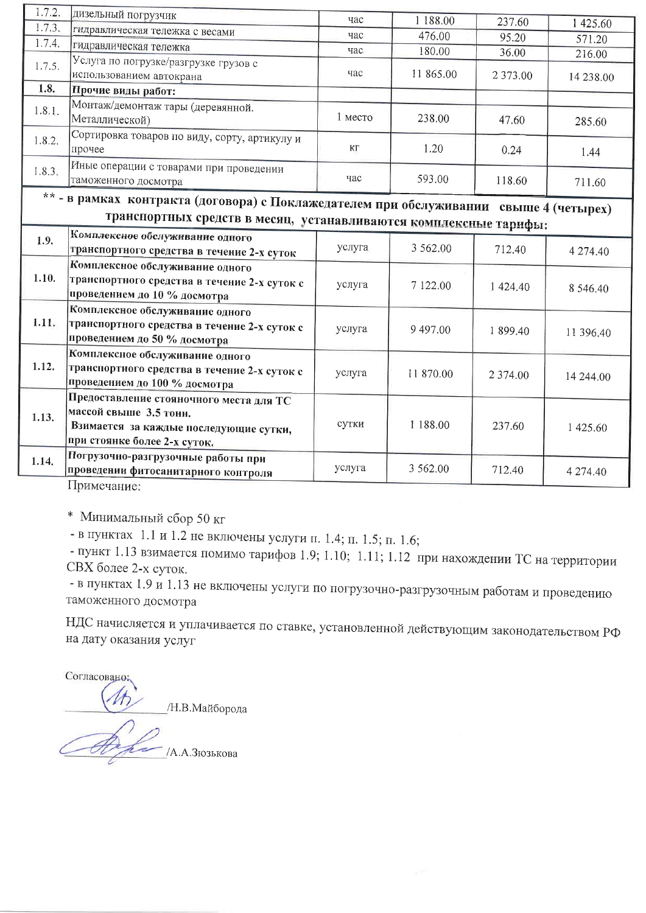| | | | | | |
|---|---|---|---|---|---|
| 1.7.2. | дизельный погрузчик | час | 1 188.00 | 237.60 | 1 425.60 |
| 1.7.3. | гидравлическая тележка с весами | час | 476.00 | 95.20 | 571.20 |
| 1.7.4. | гидравлическая тележка | час | 180.00 | 36.00 | 216.00 |
| 1.7.5. | Услуга по погрузке/разгрузке грузов с использованием автокрана | час | 11 865.00 | 2 373.00 | 14 238.00 |
| **1.8.** | **Прочие виды работ:** | | | | |
| 1.8.1. | Монтаж/демонтаж тары (деревянной. Металлической) | 1 место | 238.00 | 47.60 | 285.60 |
| 1.8.2. | Сортировка товаров по виду, сорту, артикулу и прочее | кг | 1.20 | 0.24 | 1.44 |
| 1.8.3. | Иные операции с товарами при проведении таможенного досмотра | час | 593.00 | 118.60 | 711.60 |
| **\*\* - в рамках контракта (договора) с Поклажедателем при обслуживании свыше 4 (четырех) транспортных средств в месяц, устанавливаются комплексные тарифы:** | | | | | |
| **1.9.** | **Комплексное обслуживание одного транспортного средства в течение 2-х суток** | услуга | 3 562.00 | 712.40 | 4 274.40 |
| **1.10.** | **Комплексное обслуживание одного транспортного средства в течение 2-х суток с проведением до 10 % досмотра** | услуга | 7 122.00 | 1 424.40 | 8 546.40 |
| **1.11.** | **Комплексное обслуживание одного транспортного средства в течение 2-х суток с проведением до 50 % досмотра** | услуга | 9 497.00 | 1 899.40 | 11 396.40 |
| **1.12.** | **Комплексное обслуживание одного транспортного средства в течение 2-х суток с проведением до 100 % досмотра** | услуга | 11 870.00 | 2 374.00 | 14 244.00 |
| **1.13.** | **Предоставление стояночного места для ТС массой свыше 3.5 тонн. Взимается за каждые последующие сутки, при стоянке более 2-х суток.** | сутки | 1 188.00 | 237.60 | 1 425.60 |
| **1.14.** | **Погрузочно-разгрузочные работы при проведении фитосанитарного контроля** | услуга | 3 562.00 | 712.40 | 4 274.40 |

Примечание:

\* Минимальный сбор 50 кг

- в пунктах 1.1 и 1.2 не включены услуги п. 1.4; п. 1.5; п. 1.6;
- пункт 1.13 взимается помимо тарифов 1.9; 1.10; 1.11; 1.12 при нахождении ТС на территории СВХ более 2-х суток.
- в пунктах 1.9 и 1.13 не включены услуги по погрузочно-разгрузочным работам и проведению таможенного досмотра

НДС начисляется и уплачивается по ставке, установленной действующим законодательством РФ на дату оказания услуг

Согласовано:

_______________/Н.В.Майборода

_______________/А.А.Зюзькова